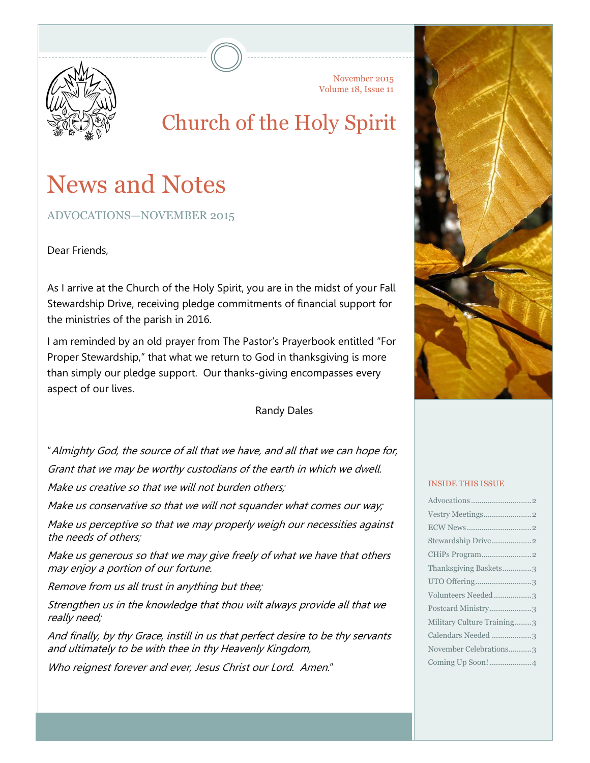November 2015
Volume 18, Issue 11

# Church of the Holy Spirit

# News and Notes

## ADVOCATIONS—NOVEMBER 2015

Dear Friends,

As I arrive at the Church of the Holy Spirit, you are in the midst of your Fall Stewardship Drive, receiving pledge commitments of financial support for the ministries of the parish in 2016.

I am reminded by an old prayer from The Pastor's Prayerbook entitled "For Proper Stewardship," that what we return to God in thanksgiving is more than simply our pledge support. Our thanks-giving encompasses every aspect of our lives.

Randy Dales

"*Almighty God, the source of all that we have, and all that we can hope for,*

*Grant that we may be worthy custodians of the earth in which we dwell.*

*Make us creative so that we will not burden others;*

*Make us conservative so that we will not squander what comes our way;*

*Make us perceptive so that we may properly weigh our necessities against the needs of others;*

*Make us generous so that we may give freely of what we have that others may enjoy a portion of our fortune.*

*Remove from us all trust in anything but thee;*

*Strengthen us in the knowledge that thou wilt always provide all that we really need;*

*And finally, by thy Grace, instill in us that perfect desire to be thy servants and ultimately to be with thee in thy Heavenly Kingdom,*

*Who reignest forever and ever, Jesus Christ our Lord. Amen.*"

### INSIDE THIS ISSUE

- Advocations .......... 2
- Vestry Meetings .......... 2
- ECW News .......... 2
- Stewardship Drive .......... 2
- CHiPs Program .......... 2
- Thanksgiving Baskets .......... 3
- UTO Offering .......... 3
- Volunteers Needed .......... 3
- Postcard Ministry .......... 3
- Military Culture Training .......... 3
- Calendars Needed .......... 3
- November Celebrations .......... 3
- Coming Up Soon! .......... 4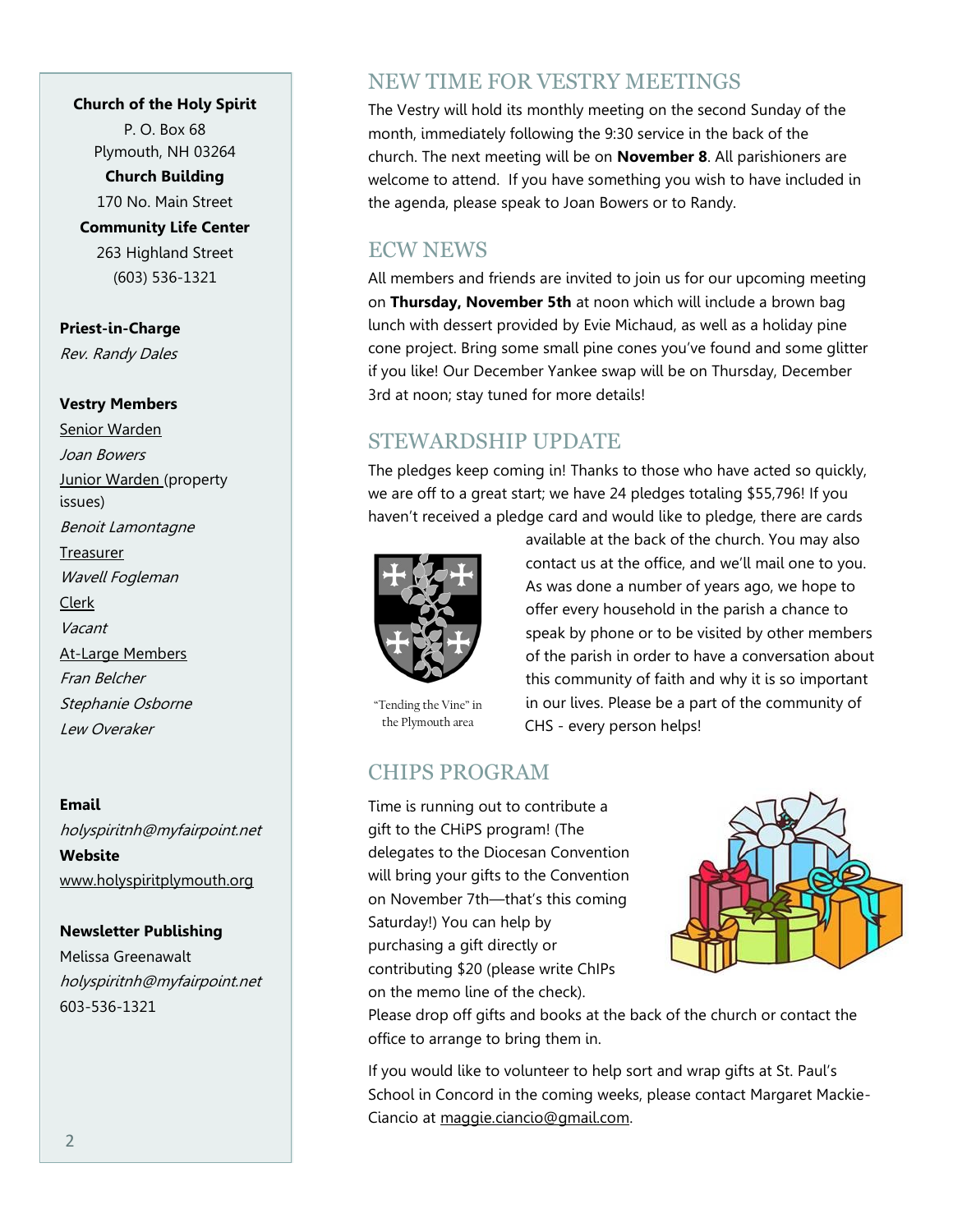**Church of the Holy Spirit**
P. O. Box 68
Plymouth, NH 03264

**Church Building**
170 No. Main Street

**Community Life Center**
263 Highland Street
(603) 536-1321

**Priest-in-Charge**
*Rev. Randy Dales*

**Vestry Members**

Senior Warden
*Joan Bowers*

Junior Warden (property issues)
*Benoit Lamontagne*

Treasurer
*Wavell Fogleman*

Clerk
*Vacant*

At-Large Members
*Fran Belcher*
*Stephanie Osborne*
*Lew Overaker*

**Email**
*holyspiritnh@myfairpoint.net*

**Website**
www.holyspiritplymouth.org

**Newsletter Publishing**
Melissa Greenawalt
*holyspiritnh@myfairpoint.net*
603-536-1321

## NEW TIME FOR VESTRY MEETINGS

The Vestry will hold its monthly meeting on the second Sunday of the month, immediately following the 9:30 service in the back of the church. The next meeting will be on **November 8**. All parishioners are welcome to attend. If you have something you wish to have included in the agenda, please speak to Joan Bowers or to Randy.

## ECW NEWS

All members and friends are invited to join us for our upcoming meeting on **Thursday, November 5th** at noon which will include a brown bag lunch with dessert provided by Evie Michaud, as well as a holiday pine cone project. Bring some small pine cones you've found and some glitter if you like! Our December Yankee swap will be on Thursday, December 3rd at noon; stay tuned for more details!

## STEWARDSHIP UPDATE

The pledges keep coming in! Thanks to those who have acted so quickly, we are off to a great start; we have 24 pledges totaling $55,796! If you haven't received a pledge card and would like to pledge, there are cards available at the back of the church. You may also contact us at the office, and we'll mail one to you. As was done a number of years ago, we hope to offer every household in the parish a chance to speak by phone or to be visited by other members of the parish in order to have a conversation about this community of faith and why it is so important in our lives. Please be a part of the community of CHS - every person helps!

"Tending the Vine" in the Plymouth area

## CHIPS PROGRAM

Time is running out to contribute a gift to the CHiPS program! (The delegates to the Diocesan Convention will bring your gifts to the Convention on November 7th—that's this coming Saturday!) You can help by purchasing a gift directly or contributing $20 (please write ChIPs on the memo line of the check). Please drop off gifts and books at the back of the church or contact the office to arrange to bring them in.

If you would like to volunteer to help sort and wrap gifts at St. Paul's School in Concord in the coming weeks, please contact Margaret Mackie-Ciancio at maggie.ciancio@gmail.com.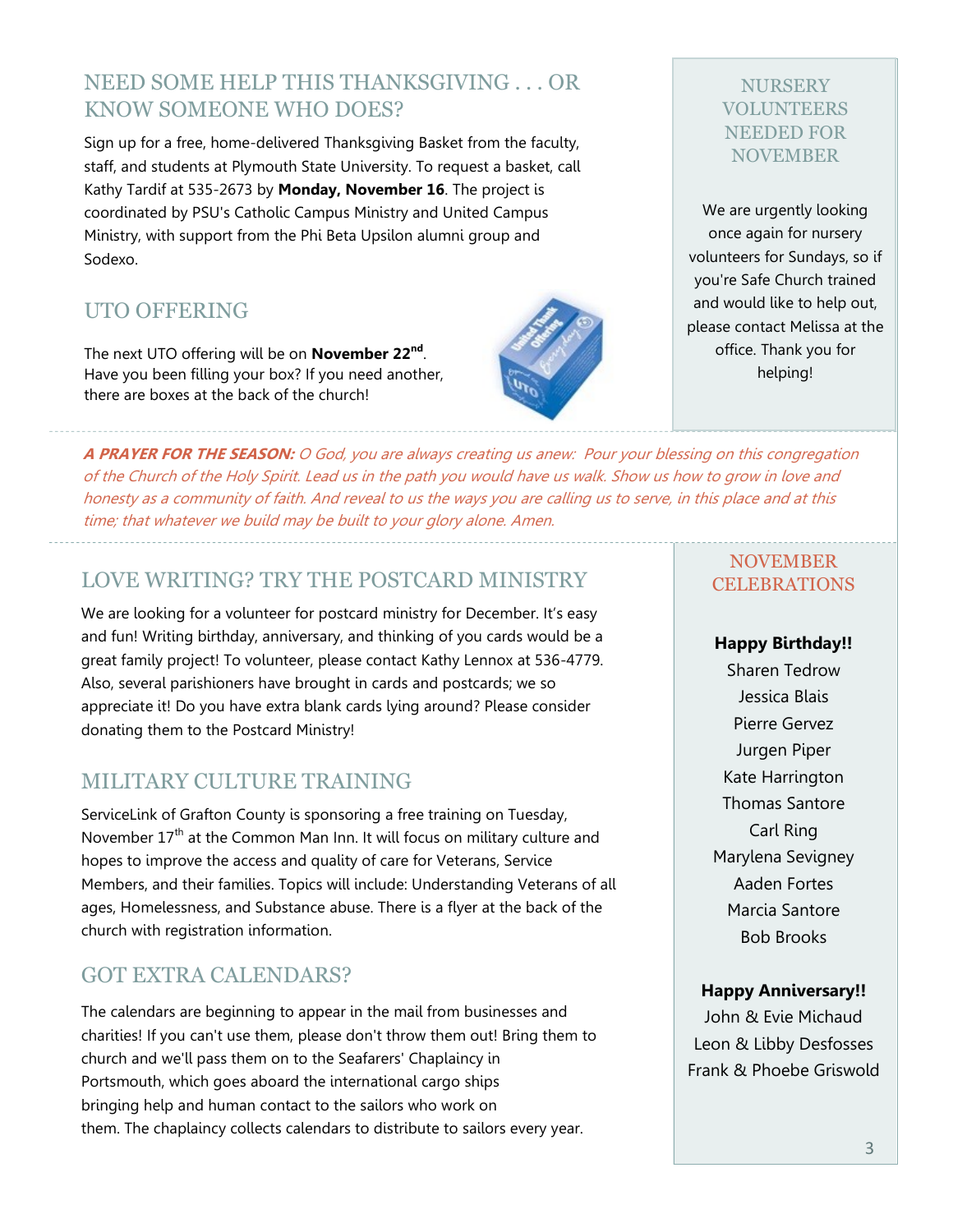## NEED SOME HELP THIS THANKSGIVING . . . OR KNOW SOMEONE WHO DOES?

Sign up for a free, home-delivered Thanksgiving Basket from the faculty, staff, and students at Plymouth State University. To request a basket, call Kathy Tardif at 535-2673 by **Monday, November 16**. The project is coordinated by PSU's Catholic Campus Ministry and United Campus Ministry, with support from the Phi Beta Upsilon alumni group and Sodexo.

## UTO OFFERING

The next UTO offering will be on **November 22nd**. Have you been filling your box? If you need another, there are boxes at the back of the church!

## NURSERY VOLUNTEERS NEEDED FOR NOVEMBER

We are urgently looking once again for nursery volunteers for Sundays, so if you're Safe Church trained and would like to help out, please contact Melissa at the office. Thank you for helping!

***A PRAYER FOR THE SEASON:*** *O God, you are always creating us anew: Pour your blessing on this congregation of the Church of the Holy Spirit. Lead us in the path you would have us walk. Show us how to grow in love and honesty as a community of faith. And reveal to us the ways you are calling us to serve, in this place and at this time; that whatever we build may be built to your glory alone. Amen.*

## LOVE WRITING? TRY THE POSTCARD MINISTRY

We are looking for a volunteer for postcard ministry for December. It's easy and fun! Writing birthday, anniversary, and thinking of you cards would be a great family project! To volunteer, please contact Kathy Lennox at 536-4779. Also, several parishioners have brought in cards and postcards; we so appreciate it! Do you have extra blank cards lying around? Please consider donating them to the Postcard Ministry!

## MILITARY CULTURE TRAINING

ServiceLink of Grafton County is sponsoring a free training on Tuesday, November 17th at the Common Man Inn. It will focus on military culture and hopes to improve the access and quality of care for Veterans, Service Members, and their families. Topics will include: Understanding Veterans of all ages, Homelessness, and Substance abuse. There is a flyer at the back of the church with registration information.

## GOT EXTRA CALENDARS?

The calendars are beginning to appear in the mail from businesses and charities! If you can't use them, please don't throw them out! Bring them to church and we'll pass them on to the Seafarers' Chaplaincy in Portsmouth, which goes aboard the international cargo ships bringing help and human contact to the sailors who work on them. The chaplaincy collects calendars to distribute to sailors every year.

## NOVEMBER CELEBRATIONS

**Happy Birthday!!**

Sharen Tedrow
Jessica Blais
Pierre Gervez
Jurgen Piper
Kate Harrington
Thomas Santore
Carl Ring
Marylena Sevigney
Aaden Fortes
Marcia Santore
Bob Brooks

**Happy Anniversary!!**

John & Evie Michaud
Leon & Libby Desfosses
Frank & Phoebe Griswold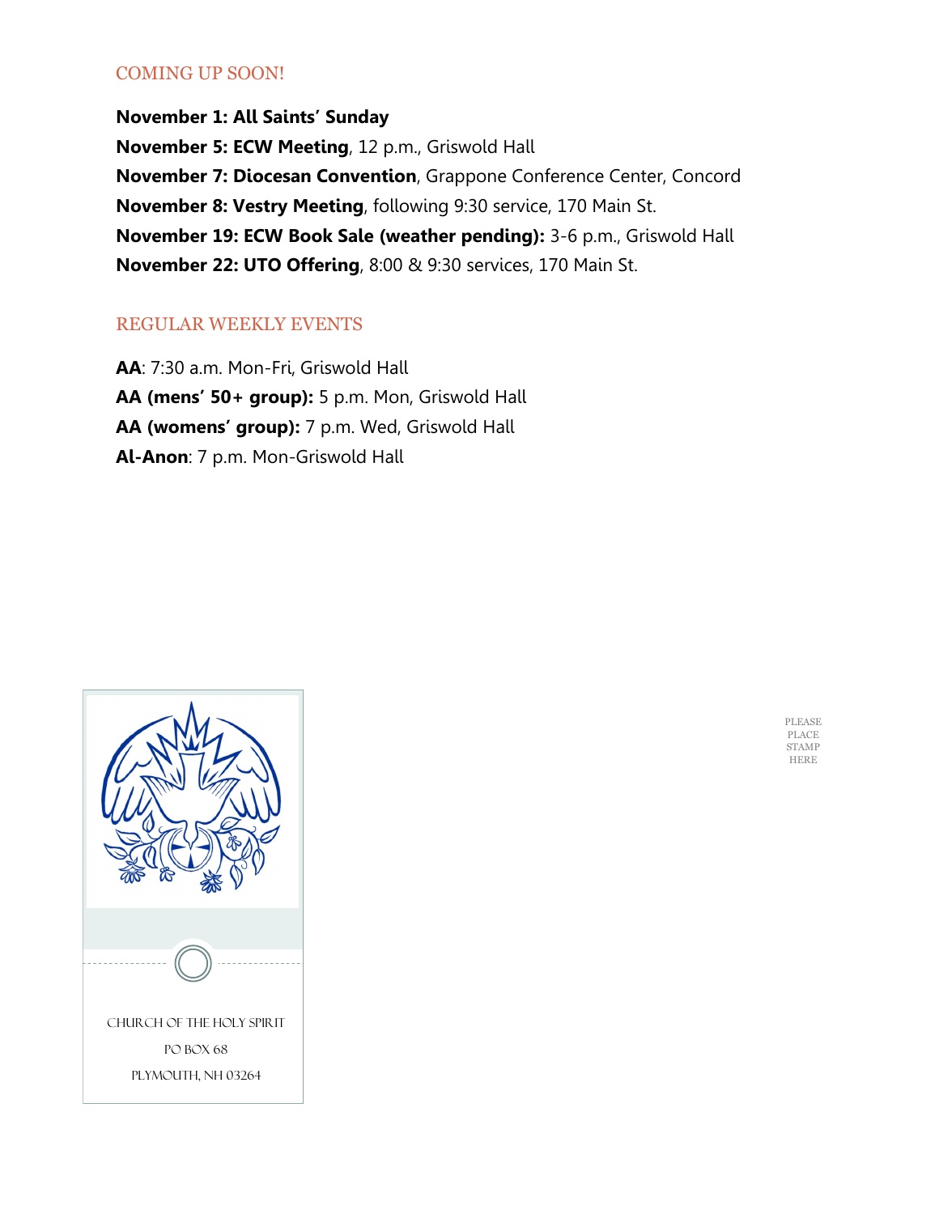## COMING UP SOON!

**November 1: All Saints' Sunday**
**November 5: ECW Meeting**, 12 p.m., Griswold Hall
**November 7: Diocesan Convention**, Grappone Conference Center, Concord
**November 8: Vestry Meeting**, following 9:30 service, 170 Main St.
**November 19: ECW Book Sale (weather pending):** 3-6 p.m., Griswold Hall
**November 22: UTO Offering**, 8:00 & 9:30 services, 170 Main St.

## REGULAR WEEKLY EVENTS

**AA**: 7:30 a.m. Mon-Fri, Griswold Hall
**AA (mens' 50+ group):** 5 p.m. Mon, Griswold Hall
**AA (womens' group):** 7 p.m. Wed, Griswold Hall
**Al-Anon**: 7 p.m. Mon-Griswold Hall

CHURCH OF THE HOLY SPIRIT
PO BOX 68
PLYMOUTH, NH 03264

PLEASE PLACE STAMP HERE